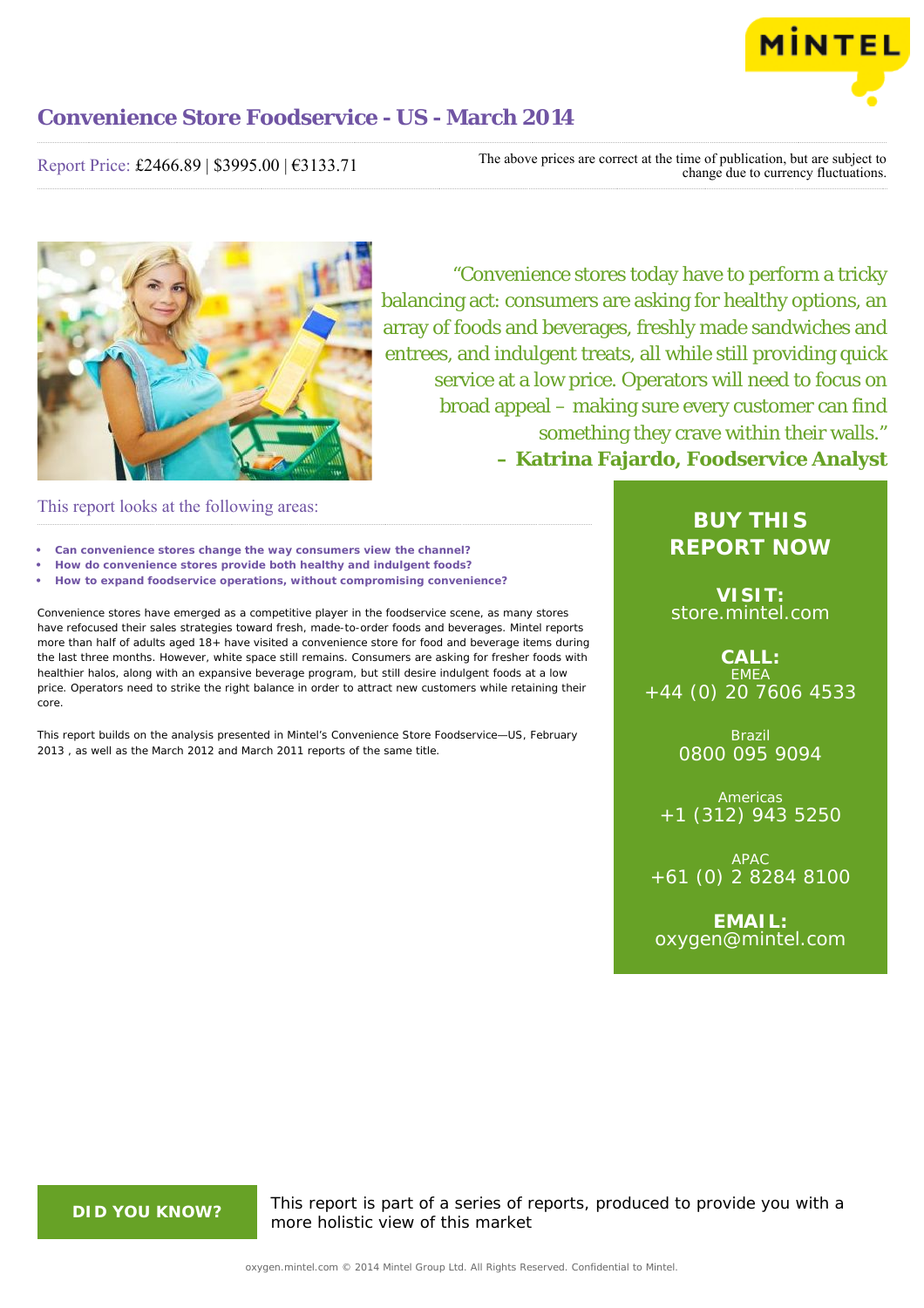# Convenience Store Foodservice - US - March 2014

Report Price: £2466.89 | $3995.00 | €3133.71

The above prices are correct at the time of publication, but are subject to change due to currency fluctuations.

> "Convenience stores today have to perform a tricky balancing act: consumers are asking for healthy options, an array of foods and beverages, freshly made sandwiches and entrees, and indulgent treats, all while still providing quick service at a low price. Operators will need to focus on broad appeal – making sure every customer can find something they crave within their walls."
>
> **– Katrina Fajardo, Foodservice Analyst**

## This report looks at the following areas:

- **Can convenience stores change the way consumers view the channel?**
- **How do convenience stores provide both healthy and indulgent foods?**
- **How to expand foodservice operations, without compromising convenience?**

Convenience stores have emerged as a competitive player in the foodservice scene, as many stores have refocused their sales strategies toward fresh, made-to-order foods and beverages. Mintel reports more than half of adults aged 18+ have visited a convenience store for food and beverage items during the last three months. However, white space still remains. Consumers are asking for fresher foods with healthier halos, along with an expansive beverage program, but still desire indulgent foods at a low price. Operators need to strike the right balance in order to attract new customers while retaining their core.

This report builds on the analysis presented in Mintel's Convenience Store Foodservice—US, February 2013 , as well as the March 2012 and March 2011 reports of the same title.

**BUY THIS REPORT NOW**

**VISIT:**
store.mintel.com

**CALL:**
EMEA
+44 (0) 20 7606 4533

Brazil
0800 095 9094

Americas
+1 (312) 943 5250

APAC
+61 (0) 2 8284 8100

**EMAIL:**
oxygen@mintel.com

**DID YOU KNOW?**

This report is part of a series of reports, produced to provide you with a more holistic view of this market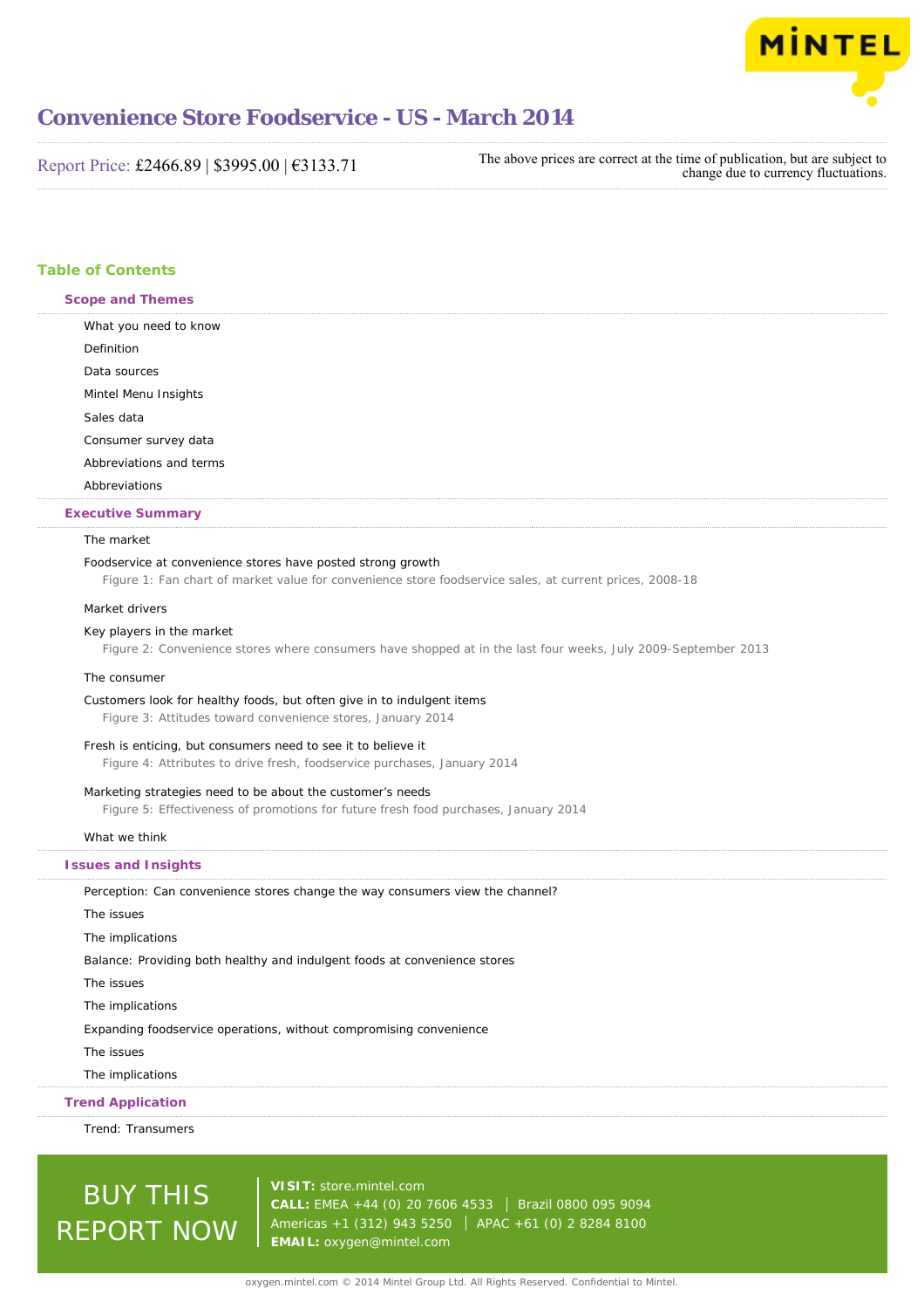# Convenience Store Foodservice - US - March 2014

Report Price: £2466.89 | $3995.00 | €3133.71

The above prices are correct at the time of publication, but are subject to change due to currency fluctuations.

## Table of Contents

### Scope and Themes

What you need to know

Definition

Data sources

Mintel Menu Insights

Sales data

Consumer survey data

Abbreviations and terms

Abbreviations

### Executive Summary

The market

Foodservice at convenience stores have posted strong growth

Figure 1: Fan chart of market value for convenience store foodservice sales, at current prices, 2008-18

Market drivers

Key players in the market

Figure 2: Convenience stores where consumers have shopped at in the last four weeks, July 2009-September 2013

The consumer

Customers look for healthy foods, but often give in to indulgent items

Figure 3: Attitudes toward convenience stores, January 2014

Fresh is enticing, but consumers need to see it to believe it

Figure 4: Attributes to drive fresh, foodservice purchases, January 2014

Marketing strategies need to be about the customer's needs

Figure 5: Effectiveness of promotions for future fresh food purchases, January 2014

What we think

### Issues and Insights

Perception: Can convenience stores change the way consumers view the channel?

The issues

The implications

Balance: Providing both healthy and indulgent foods at convenience stores

The issues

The implications

Expanding foodservice operations, without compromising convenience

The issues

The implications

### Trend Application

Trend: Transumers

BUY THIS REPORT NOW

**VISIT:** store.mintel.com
**CALL:** EMEA +44 (0) 20 7606 4533 | Brazil 0800 095 9094
Americas +1 (312) 943 5250 | APAC +61 (0) 2 8284 8100
**EMAIL:** oxygen@mintel.com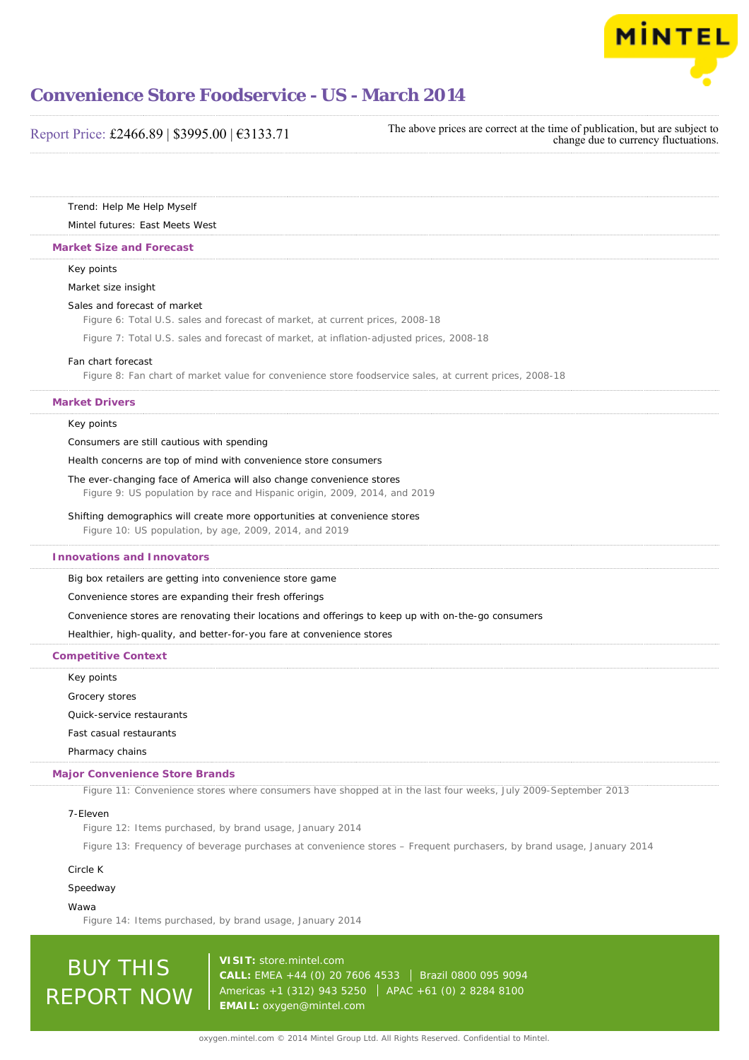# Convenience Store Foodservice - US - March 2014

Report Price: £2466.89 | $3995.00 | €3133.71

The above prices are correct at the time of publication, but are subject to change due to currency fluctuations.

Trend: Help Me Help Myself

Mintel futures: East Meets West

### Market Size and Forecast

Key points

Market size insight

Sales and forecast of market

Figure 6: Total U.S. sales and forecast of market, at current prices, 2008-18

Figure 7: Total U.S. sales and forecast of market, at inflation-adjusted prices, 2008-18

Fan chart forecast

Figure 8: Fan chart of market value for convenience store foodservice sales, at current prices, 2008-18

### Market Drivers

Key points

Consumers are still cautious with spending

Health concerns are top of mind with convenience store consumers

The ever-changing face of America will also change convenience stores

Figure 9: US population by race and Hispanic origin, 2009, 2014, and 2019

Shifting demographics will create more opportunities at convenience stores

Figure 10: US population, by age, 2009, 2014, and 2019

### Innovations and Innovators

Big box retailers are getting into convenience store game

Convenience stores are expanding their fresh offerings

Convenience stores are renovating their locations and offerings to keep up with on-the-go consumers

Healthier, high-quality, and better-for-you fare at convenience stores

### Competitive Context

Key points

Grocery stores

Quick-service restaurants

Fast casual restaurants

Pharmacy chains

### Major Convenience Store Brands

Figure 11: Convenience stores where consumers have shopped at in the last four weeks, July 2009-September 2013

7-Eleven

Figure 12: Items purchased, by brand usage, January 2014

Figure 13: Frequency of beverage purchases at convenience stores – Frequent purchasers, by brand usage, January 2014

Circle K

Speedway

Wawa

Figure 14: Items purchased, by brand usage, January 2014

BUY THIS REPORT NOW

**VISIT:** store.mintel.com
**CALL:** EMEA +44 (0) 20 7606 4533 | Brazil 0800 095 9094
Americas +1 (312) 943 5250 | APAC +61 (0) 2 8284 8100
**EMAIL:** oxygen@mintel.com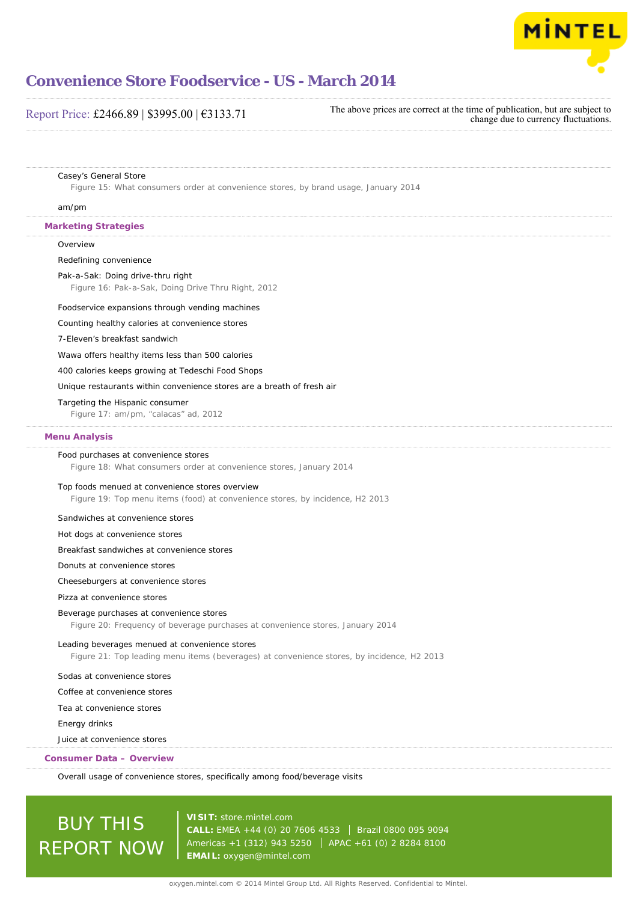Casey's General Store

Figure 15: What consumers order at convenience stores, by brand usage, January 2014

am/pm

## Marketing Strategies

Overview

Redefining convenience

Pak-a-Sak: Doing drive-thru right

Figure 16: Pak-a-Sak, Doing Drive Thru Right, 2012

Foodservice expansions through vending machines

Counting healthy calories at convenience stores

7-Eleven's breakfast sandwich

Wawa offers healthy items less than 500 calories

400 calories keeps growing at Tedeschi Food Shops

Unique restaurants within convenience stores are a breath of fresh air

Targeting the Hispanic consumer

Figure 17: am/pm, "calacas" ad, 2012

## Menu Analysis

Food purchases at convenience stores

Figure 18: What consumers order at convenience stores, January 2014

Top foods menued at convenience stores overview

Figure 19: Top menu items (food) at convenience stores, by incidence, H2 2013

Sandwiches at convenience stores

Hot dogs at convenience stores

Breakfast sandwiches at convenience stores

Donuts at convenience stores

Cheeseburgers at convenience stores

Pizza at convenience stores

Beverage purchases at convenience stores

Figure 20: Frequency of beverage purchases at convenience stores, January 2014

Leading beverages menued at convenience stores

Figure 21: Top leading menu items (beverages) at convenience stores, by incidence, H2 2013

Sodas at convenience stores

Coffee at convenience stores

Tea at convenience stores

Energy drinks

Juice at convenience stores

## Consumer Data – Overview

Overall usage of convenience stores, specifically among food/beverage visits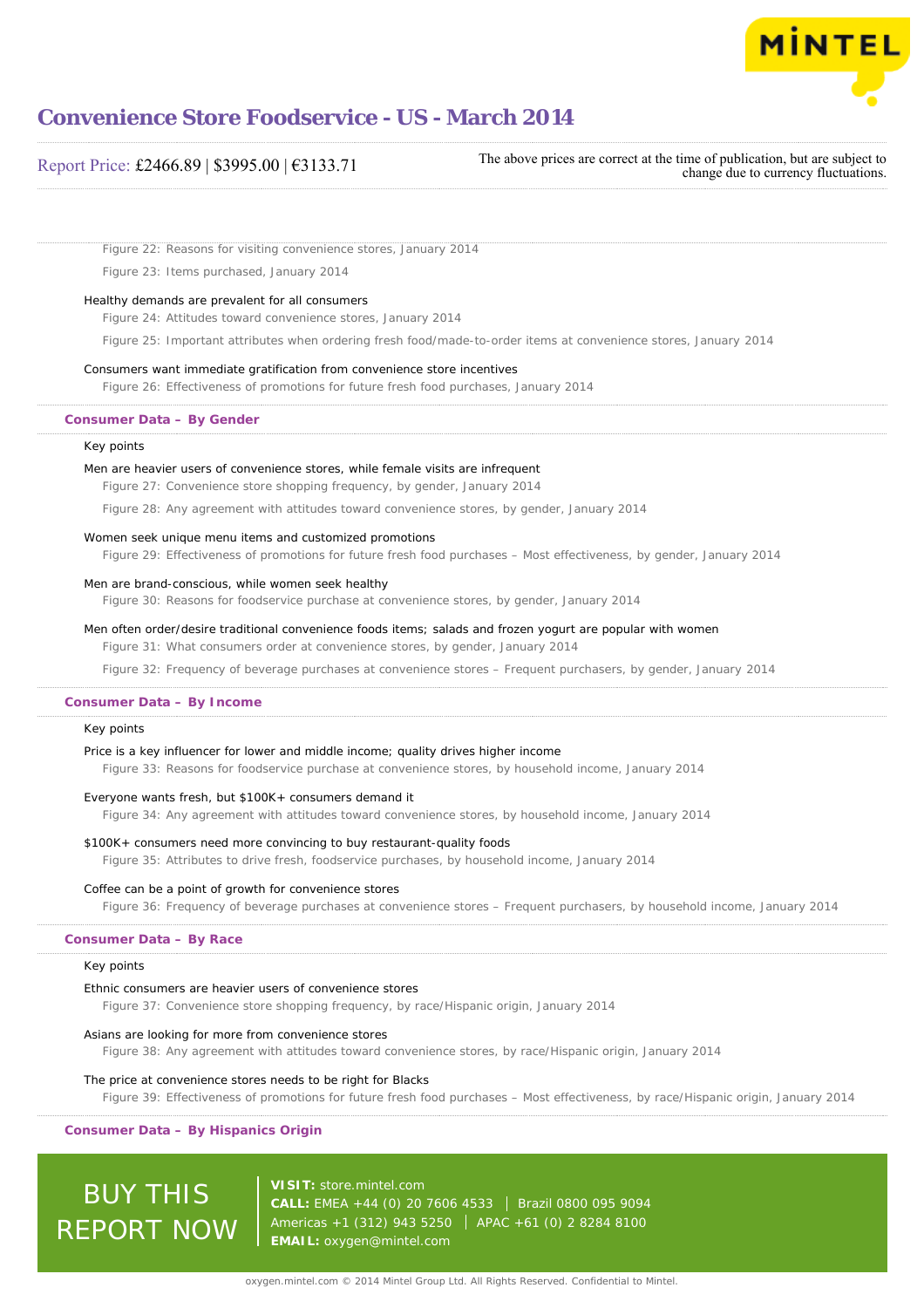Figure 22: Reasons for visiting convenience stores, January 2014

Figure 23: Items purchased, January 2014

Healthy demands are prevalent for all consumers

Figure 24: Attitudes toward convenience stores, January 2014

Figure 25: Important attributes when ordering fresh food/made-to-order items at convenience stores, January 2014

Consumers want immediate gratification from convenience store incentives

Figure 26: Effectiveness of promotions for future fresh food purchases, January 2014

### Consumer Data – By Gender

Key points

Men are heavier users of convenience stores, while female visits are infrequent

Figure 27: Convenience store shopping frequency, by gender, January 2014

Figure 28: Any agreement with attitudes toward convenience stores, by gender, January 2014

Women seek unique menu items and customized promotions

Figure 29: Effectiveness of promotions for future fresh food purchases – Most effectiveness, by gender, January 2014

Men are brand-conscious, while women seek healthy

Figure 30: Reasons for foodservice purchase at convenience stores, by gender, January 2014

Men often order/desire traditional convenience foods items; salads and frozen yogurt are popular with women

Figure 31: What consumers order at convenience stores, by gender, January 2014

Figure 32: Frequency of beverage purchases at convenience stores – Frequent purchasers, by gender, January 2014

### Consumer Data – By Income

Key points

Price is a key influencer for lower and middle income; quality drives higher income

Figure 33: Reasons for foodservice purchase at convenience stores, by household income, January 2014

Everyone wants fresh, but $100K+ consumers demand it

Figure 34: Any agreement with attitudes toward convenience stores, by household income, January 2014

$100K+ consumers need more convincing to buy restaurant-quality foods

Figure 35: Attributes to drive fresh, foodservice purchases, by household income, January 2014

Coffee can be a point of growth for convenience stores

Figure 36: Frequency of beverage purchases at convenience stores – Frequent purchasers, by household income, January 2014

### Consumer Data – By Race

Key points

Ethnic consumers are heavier users of convenience stores

Figure 37: Convenience store shopping frequency, by race/Hispanic origin, January 2014

Asians are looking for more from convenience stores

Figure 38: Any agreement with attitudes toward convenience stores, by race/Hispanic origin, January 2014

The price at convenience stores needs to be right for Blacks

Figure 39: Effectiveness of promotions for future fresh food purchases – Most effectiveness, by race/Hispanic origin, January 2014

### Consumer Data – By Hispanics Origin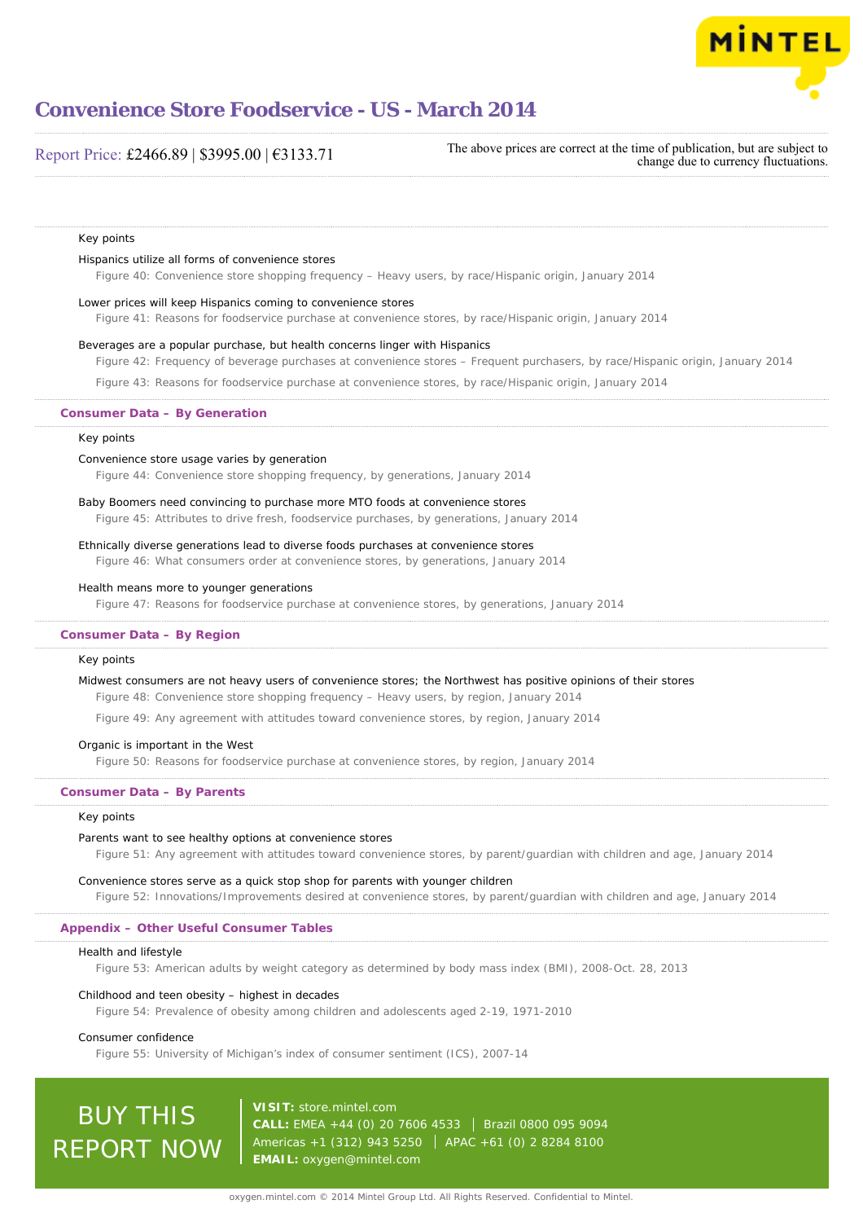Key points

Hispanics utilize all forms of convenience stores

Figure 40: Convenience store shopping frequency – Heavy users, by race/Hispanic origin, January 2014

Lower prices will keep Hispanics coming to convenience stores

Figure 41: Reasons for foodservice purchase at convenience stores, by race/Hispanic origin, January 2014

Beverages are a popular purchase, but health concerns linger with Hispanics

Figure 42: Frequency of beverage purchases at convenience stores – Frequent purchasers, by race/Hispanic origin, January 2014

Figure 43: Reasons for foodservice purchase at convenience stores, by race/Hispanic origin, January 2014

## Consumer Data – By Generation

Key points

Convenience store usage varies by generation

Figure 44: Convenience store shopping frequency, by generations, January 2014

Baby Boomers need convincing to purchase more MTO foods at convenience stores

Figure 45: Attributes to drive fresh, foodservice purchases, by generations, January 2014

Ethnically diverse generations lead to diverse foods purchases at convenience stores

Figure 46: What consumers order at convenience stores, by generations, January 2014

Health means more to younger generations

Figure 47: Reasons for foodservice purchase at convenience stores, by generations, January 2014

## Consumer Data – By Region

Key points

Midwest consumers are not heavy users of convenience stores; the Northwest has positive opinions of their stores

Figure 48: Convenience store shopping frequency – Heavy users, by region, January 2014

Figure 49: Any agreement with attitudes toward convenience stores, by region, January 2014

Organic is important in the West

Figure 50: Reasons for foodservice purchase at convenience stores, by region, January 2014

## Consumer Data – By Parents

Key points

Parents want to see healthy options at convenience stores

Figure 51: Any agreement with attitudes toward convenience stores, by parent/guardian with children and age, January 2014

Convenience stores serve as a quick stop shop for parents with younger children

Figure 52: Innovations/Improvements desired at convenience stores, by parent/guardian with children and age, January 2014

## Appendix – Other Useful Consumer Tables

Health and lifestyle

Figure 53: American adults by weight category as determined by body mass index (BMI), 2008-Oct. 28, 2013

Childhood and teen obesity – highest in decades

Figure 54: Prevalence of obesity among children and adolescents aged 2-19, 1971-2010

Consumer confidence

Figure 55: University of Michigan's index of consumer sentiment (ICS), 2007-14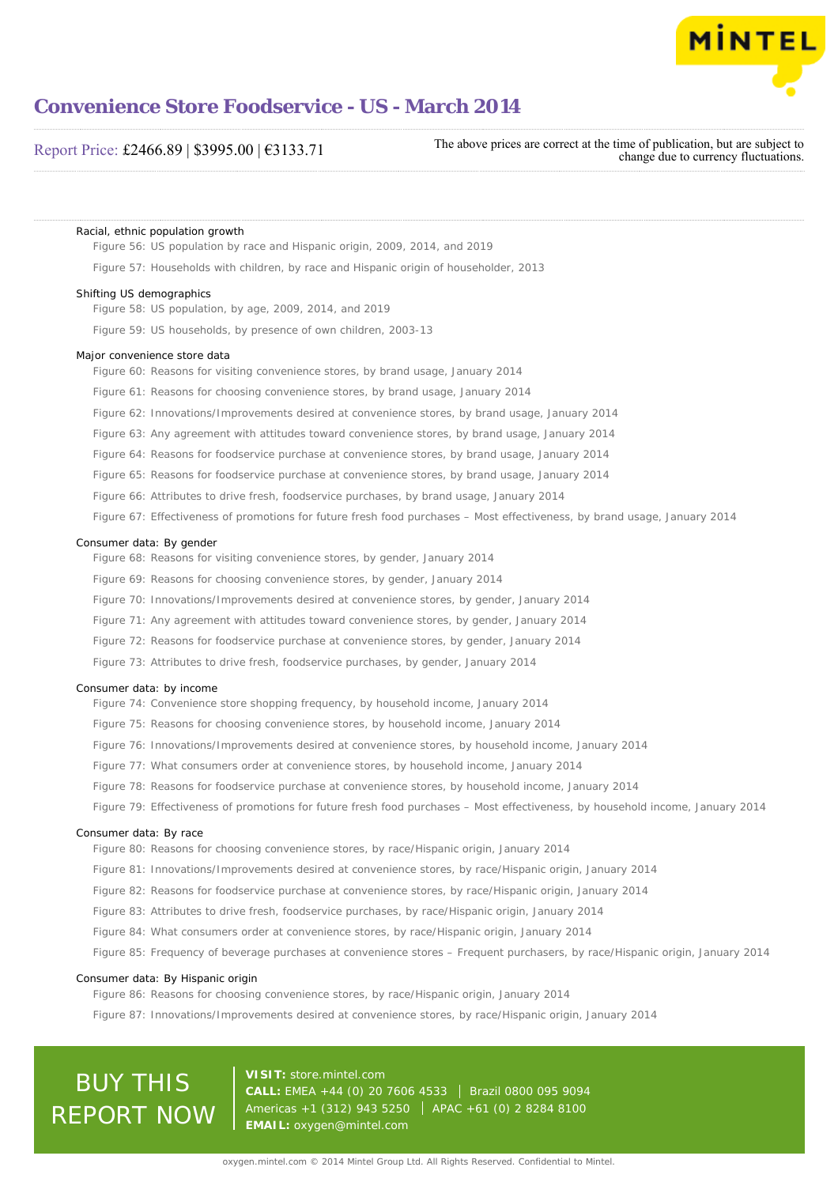Racial, ethnic population growth

- Figure 56: US population by race and Hispanic origin, 2009, 2014, and 2019
- Figure 57: Households with children, by race and Hispanic origin of householder, 2013

Shifting US demographics

- Figure 58: US population, by age, 2009, 2014, and 2019
- Figure 59: US households, by presence of own children, 2003-13

Major convenience store data

- Figure 60: Reasons for visiting convenience stores, by brand usage, January 2014
- Figure 61: Reasons for choosing convenience stores, by brand usage, January 2014
- Figure 62: Innovations/Improvements desired at convenience stores, by brand usage, January 2014
- Figure 63: Any agreement with attitudes toward convenience stores, by brand usage, January 2014
- Figure 64: Reasons for foodservice purchase at convenience stores, by brand usage, January 2014
- Figure 65: Reasons for foodservice purchase at convenience stores, by brand usage, January 2014
- Figure 66: Attributes to drive fresh, foodservice purchases, by brand usage, January 2014
- Figure 67: Effectiveness of promotions for future fresh food purchases – Most effectiveness, by brand usage, January 2014

Consumer data: By gender

- Figure 68: Reasons for visiting convenience stores, by gender, January 2014
- Figure 69: Reasons for choosing convenience stores, by gender, January 2014
- Figure 70: Innovations/Improvements desired at convenience stores, by gender, January 2014
- Figure 71: Any agreement with attitudes toward convenience stores, by gender, January 2014
- Figure 72: Reasons for foodservice purchase at convenience stores, by gender, January 2014
- Figure 73: Attributes to drive fresh, foodservice purchases, by gender, January 2014

Consumer data: by income

- Figure 74: Convenience store shopping frequency, by household income, January 2014
- Figure 75: Reasons for choosing convenience stores, by household income, January 2014
- Figure 76: Innovations/Improvements desired at convenience stores, by household income, January 2014
- Figure 77: What consumers order at convenience stores, by household income, January 2014
- Figure 78: Reasons for foodservice purchase at convenience stores, by household income, January 2014
- Figure 79: Effectiveness of promotions for future fresh food purchases – Most effectiveness, by household income, January 2014

Consumer data: By race

- Figure 80: Reasons for choosing convenience stores, by race/Hispanic origin, January 2014
- Figure 81: Innovations/Improvements desired at convenience stores, by race/Hispanic origin, January 2014
- Figure 82: Reasons for foodservice purchase at convenience stores, by race/Hispanic origin, January 2014
- Figure 83: Attributes to drive fresh, foodservice purchases, by race/Hispanic origin, January 2014
- Figure 84: What consumers order at convenience stores, by race/Hispanic origin, January 2014
- Figure 85: Frequency of beverage purchases at convenience stores – Frequent purchasers, by race/Hispanic origin, January 2014

Consumer data: By Hispanic origin

- Figure 86: Reasons for choosing convenience stores, by race/Hispanic origin, January 2014
- Figure 87: Innovations/Improvements desired at convenience stores, by race/Hispanic origin, January 2014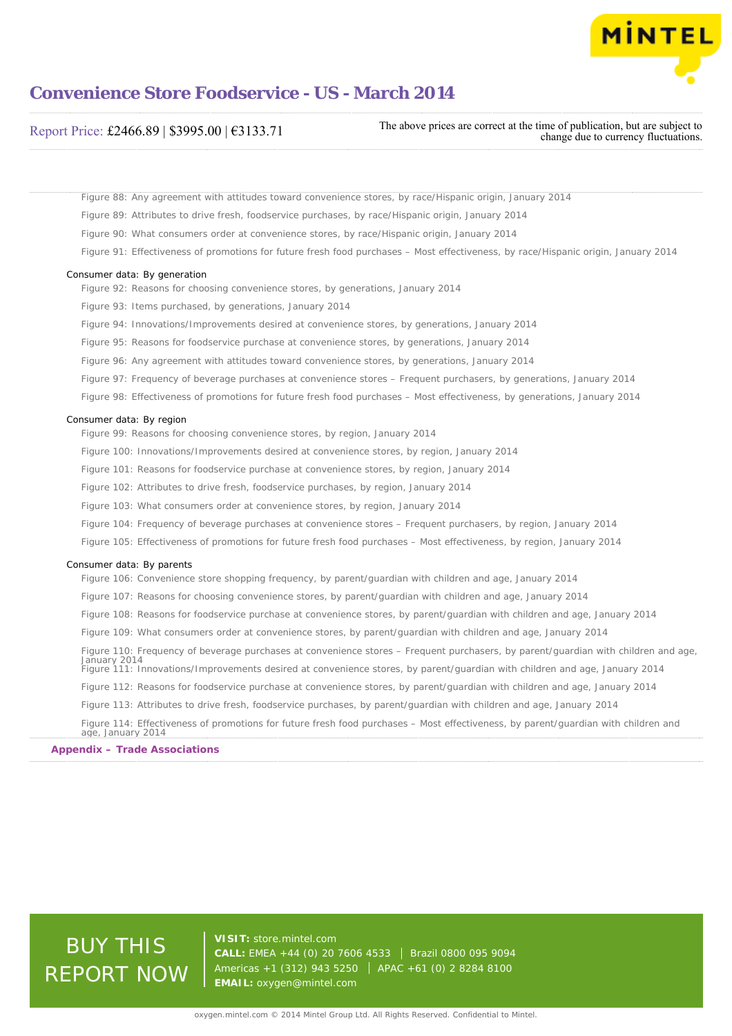Figure 88: Any agreement with attitudes toward convenience stores, by race/Hispanic origin, January 2014

Figure 89: Attributes to drive fresh, foodservice purchases, by race/Hispanic origin, January 2014

Figure 90: What consumers order at convenience stores, by race/Hispanic origin, January 2014

Figure 91: Effectiveness of promotions for future fresh food purchases – Most effectiveness, by race/Hispanic origin, January 2014

Consumer data: By generation

Figure 92: Reasons for choosing convenience stores, by generations, January 2014

Figure 93: Items purchased, by generations, January 2014

Figure 94: Innovations/Improvements desired at convenience stores, by generations, January 2014

Figure 95: Reasons for foodservice purchase at convenience stores, by generations, January 2014

Figure 96: Any agreement with attitudes toward convenience stores, by generations, January 2014

Figure 97: Frequency of beverage purchases at convenience stores – Frequent purchasers, by generations, January 2014

Figure 98: Effectiveness of promotions for future fresh food purchases – Most effectiveness, by generations, January 2014

Consumer data: By region

Figure 99: Reasons for choosing convenience stores, by region, January 2014

Figure 100: Innovations/Improvements desired at convenience stores, by region, January 2014

Figure 101: Reasons for foodservice purchase at convenience stores, by region, January 2014

Figure 102: Attributes to drive fresh, foodservice purchases, by region, January 2014

Figure 103: What consumers order at convenience stores, by region, January 2014

Figure 104: Frequency of beverage purchases at convenience stores – Frequent purchasers, by region, January 2014

Figure 105: Effectiveness of promotions for future fresh food purchases – Most effectiveness, by region, January 2014

Consumer data: By parents

Figure 106: Convenience store shopping frequency, by parent/guardian with children and age, January 2014

Figure 107: Reasons for choosing convenience stores, by parent/guardian with children and age, January 2014

Figure 108: Reasons for foodservice purchase at convenience stores, by parent/guardian with children and age, January 2014

Figure 109: What consumers order at convenience stores, by parent/guardian with children and age, January 2014

Figure 110: Frequency of beverage purchases at convenience stores – Frequent purchasers, by parent/guardian with children and age, January 2014

Figure 111: Innovations/Improvements desired at convenience stores, by parent/guardian with children and age, January 2014

Figure 112: Reasons for foodservice purchase at convenience stores, by parent/guardian with children and age, January 2014

Figure 113: Attributes to drive fresh, foodservice purchases, by parent/guardian with children and age, January 2014

Figure 114: Effectiveness of promotions for future fresh food purchases – Most effectiveness, by parent/guardian with children and age, January 2014

**Appendix – Trade Associations**